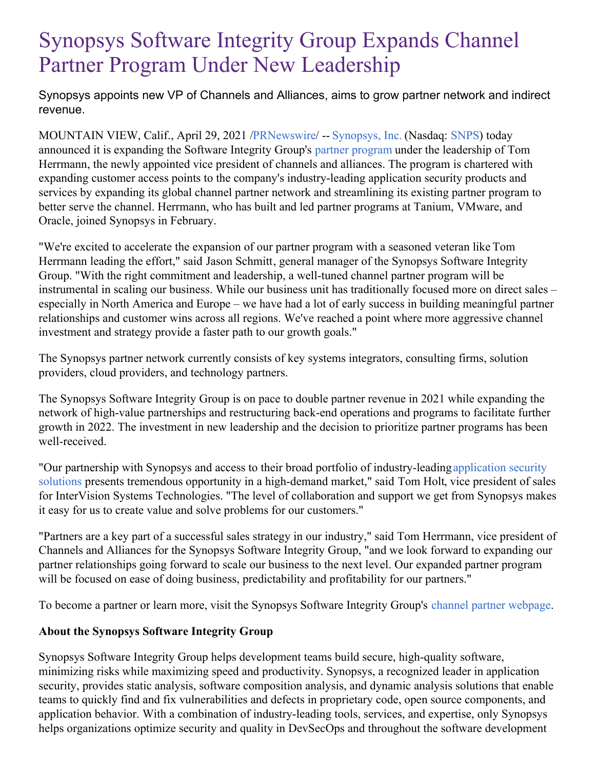# Synopsys Software Integrity Group Expands Channel Partner Program Under New Leadership

Synopsys appoints new VP of Channels and Alliances, aims to grow partner network and indirect revenue.

MOUNTAIN VIEW, Calif., April 29, 2021 /PRNewswire/ -- Synopsys, Inc. (Nasdaq: SNPS) today announced it is expanding the Software Integrity Group's partner program under the leadership of Tom Herrmann, the newly appointed vice president of channels and alliances. The program is chartered with expanding customer access points to the company's industry-leading application security products and services by expanding its global channel partner network and streamlining its existing partner program to better serve the channel. Herrmann, who has built and led partner programs at Tanium, VMware, and Oracle, joined Synopsys in February.

"We're excited to accelerate the expansion of our partner program with a seasoned veteran like Tom Herrmann leading the effort," said Jason Schmitt, general manager of the Synopsys Software Integrity Group. "With the right commitment and leadership, a well-tuned channel partner program will be instrumental in scaling our business. While our business unit has traditionally focused more on direct sales – especially in North America and Europe – we have had a lot of early success in building meaningful partner relationships and customer wins across all regions. We've reached a point where more aggressive channel investment and strategy provide a faster path to our growth goals."

The Synopsys partner network currently consists of key systems integrators, consulting firms, solution providers, cloud providers, and technology partners.

The Synopsys Software Integrity Group is on pace to double partner revenue in 2021 while expanding the network of high-value partnerships and restructuring back-end operations and programs to facilitate further growth in 2022. The investment in new leadership and the decision to prioritize partner programs has been well-received.

"Our partnership with Synopsys and access to their broad portfolio of industry-leading application security solutions presents tremendous opportunity in a high-demand market," said Tom Holt, vice president of sales for InterVision Systems Technologies. "The level of collaboration and support we get from Synopsys makes it easy for us to create value and solve problems for our customers."

"Partners are a key part of a successful sales strategy in our industry," said Tom Herrmann, vice president of Channels and Alliances for the Synopsys Software Integrity Group, "and we look forward to expanding our partner relationships going forward to scale our business to the next level. Our expanded partner program will be focused on ease of doing business, predictability and profitability for our partners."

To become a partner or learn more, visit the Synopsys Software Integrity Group's channel partner webpage.

**About the Synopsys Software Integrity Group**

Synopsys Software Integrity Group helps development teams build secure, high-quality software, minimizing risks while maximizing speed and productivity. Synopsys, a recognized leader in application security, provides static analysis, software composition analysis, and dynamic analysis solutions that enable teams to quickly find and fix vulnerabilities and defects in proprietary code, open source components, and application behavior. With a combination of industry-leading tools, services, and expertise, only Synopsys helps organizations optimize security and quality in DevSecOps and throughout the software development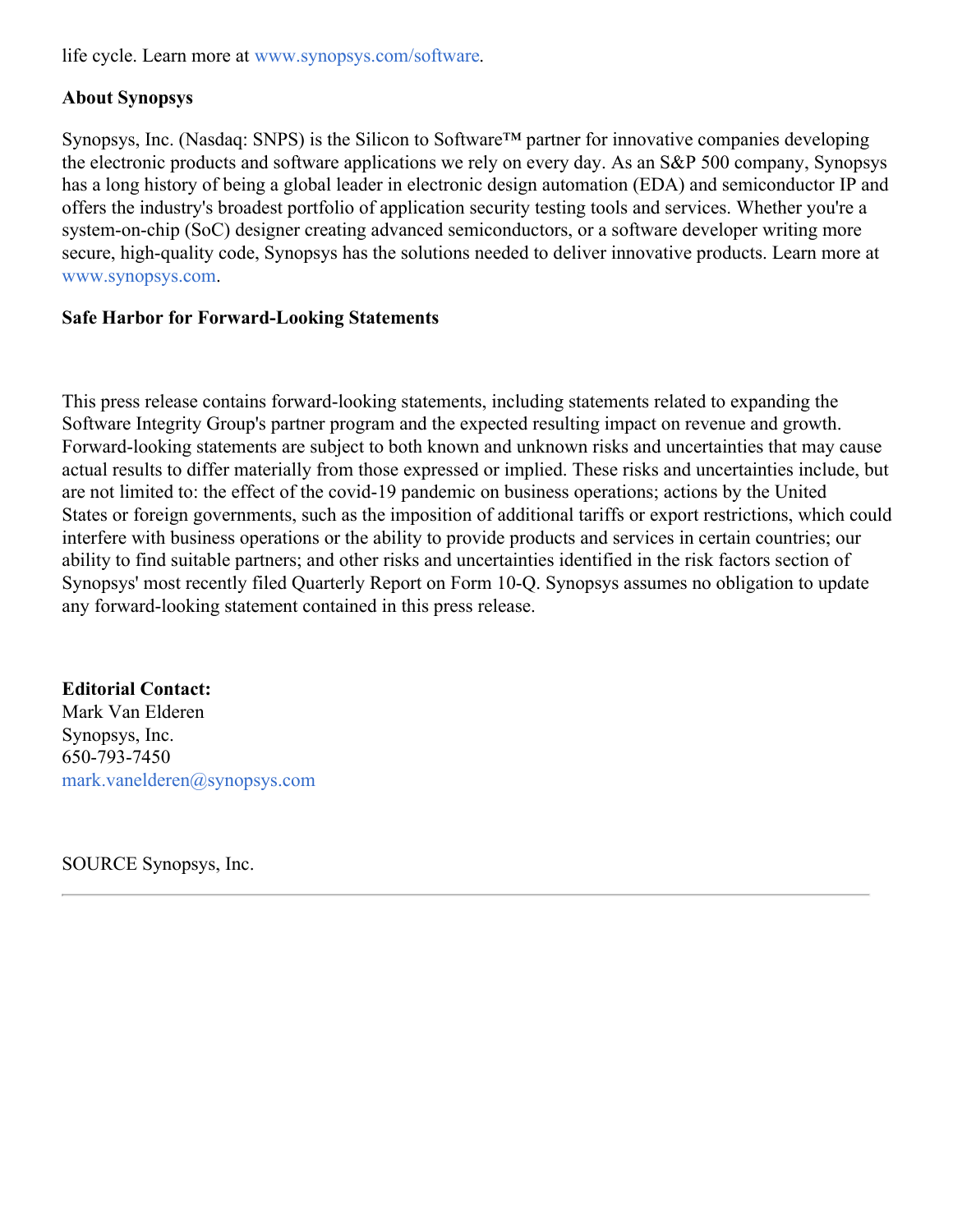life cycle. Learn more at www.synopsys.com/software.

**About Synopsys**

Synopsys, Inc. (Nasdaq: SNPS) is the Silicon to Software™ partner for innovative companies developing the electronic products and software applications we rely on every day. As an S&P 500 company, Synopsys has a long history of being a global leader in electronic design automation (EDA) and semiconductor IP and offers the industry's broadest portfolio of application security testing tools and services. Whether you're a system-on-chip (SoC) designer creating advanced semiconductors, or a software developer writing more secure, high-quality code, Synopsys has the solutions needed to deliver innovative products. Learn more at www.synopsys.com.

**Safe Harbor for Forward-Looking Statements**

This press release contains forward-looking statements, including statements related to expanding the Software Integrity Group's partner program and the expected resulting impact on revenue and growth. Forward-looking statements are subject to both known and unknown risks and uncertainties that may cause actual results to differ materially from those expressed or implied. These risks and uncertainties include, but are not limited to: the effect of the covid-19 pandemic on business operations; actions by the United States or foreign governments, such as the imposition of additional tariffs or export restrictions, which could interfere with business operations or the ability to provide products and services in certain countries; our ability to find suitable partners; and other risks and uncertainties identified in the risk factors section of Synopsys' most recently filed Quarterly Report on Form 10-Q. Synopsys assumes no obligation to update any forward-looking statement contained in this press release.

**Editorial Contact:**
Mark Van Elderen
Synopsys, Inc.
650-793-7450
mark.vanelderen@synopsys.com

SOURCE Synopsys, Inc.